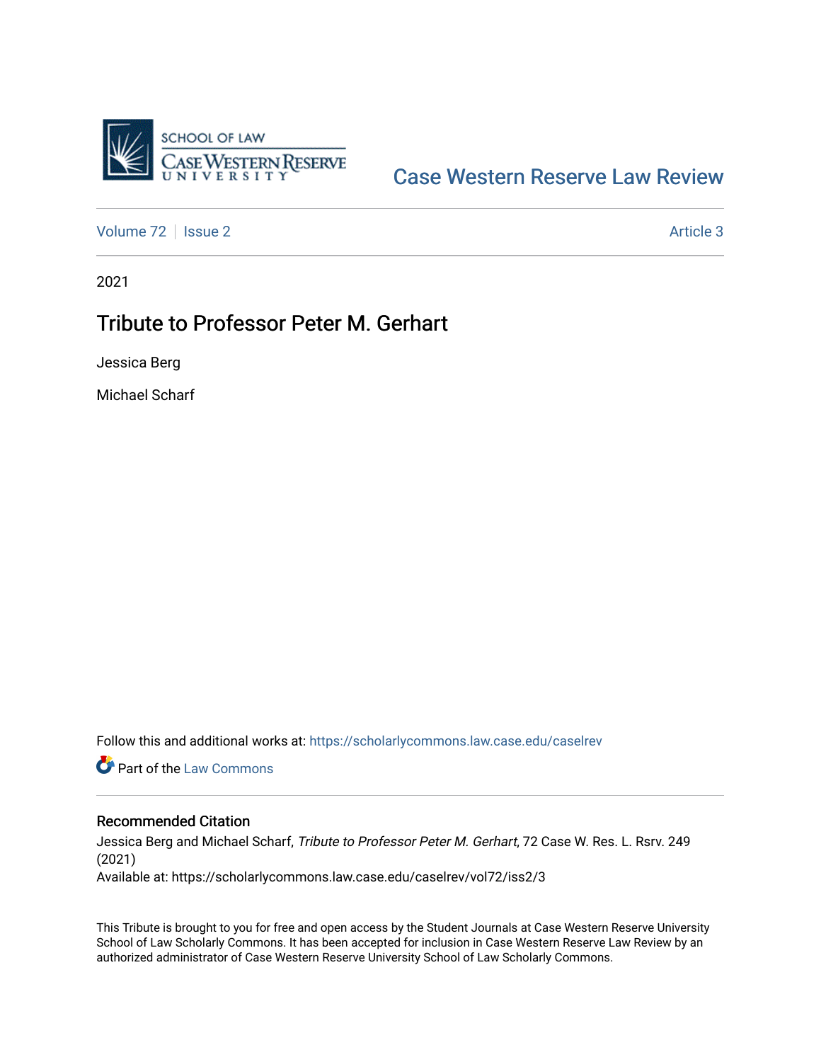SCHOOL OF LAW
CASE WESTERN RESERVE UNIVERSITY

Case Western Reserve Law Review

Volume 72 | Issue 2 | Article 3

2021

# Tribute to Professor Peter M. Gerhart

Jessica Berg

Michael Scharf

Follow this and additional works at: https://scholarlycommons.law.case.edu/caselrev

Part of the Law Commons

## Recommended Citation

Jessica Berg and Michael Scharf, *Tribute to Professor Peter M. Gerhart*, 72 Case W. Res. L. Rsrv. 249 (2021)

Available at: https://scholarlycommons.law.case.edu/caselrev/vol72/iss2/3

This Tribute is brought to you for free and open access by the Student Journals at Case Western Reserve University School of Law Scholarly Commons. It has been accepted for inclusion in Case Western Reserve Law Review by an authorized administrator of Case Western Reserve University School of Law Scholarly Commons.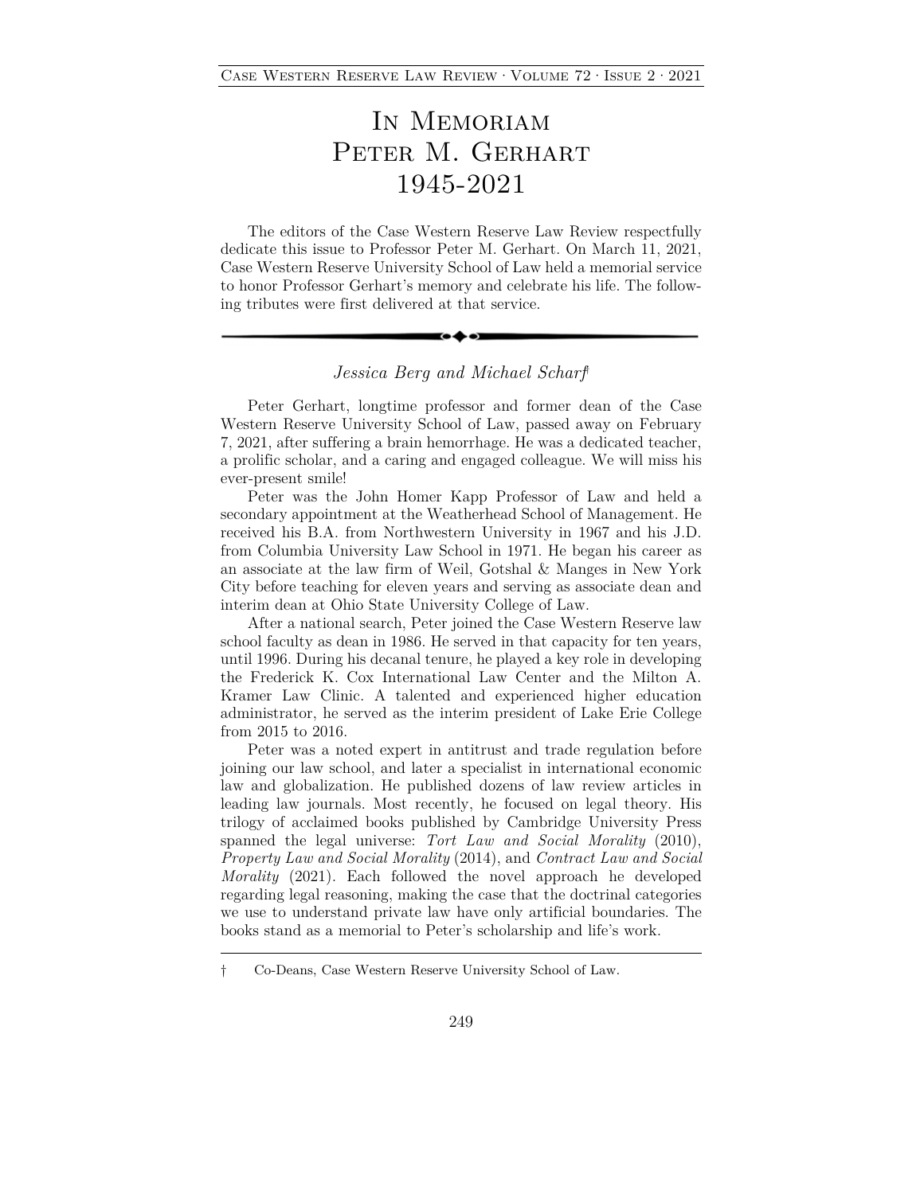# In Memoriam Peter M. Gerhart 1945-2021

The editors of the Case Western Reserve Law Review respectfully dedicate this issue to Professor Peter M. Gerhart. On March 11, 2021, Case Western Reserve University School of Law held a memorial service to honor Professor Gerhart's memory and celebrate his life. The following tributes were first delivered at that service.

---

*Jessica Berg and Michael Scharf*†

Peter Gerhart, longtime professor and former dean of the Case Western Reserve University School of Law, passed away on February 7, 2021, after suffering a brain hemorrhage. He was a dedicated teacher, a prolific scholar, and a caring and engaged colleague. We will miss his ever-present smile!

Peter was the John Homer Kapp Professor of Law and held a secondary appointment at the Weatherhead School of Management. He received his B.A. from Northwestern University in 1967 and his J.D. from Columbia University Law School in 1971. He began his career as an associate at the law firm of Weil, Gotshal & Manges in New York City before teaching for eleven years and serving as associate dean and interim dean at Ohio State University College of Law.

After a national search, Peter joined the Case Western Reserve law school faculty as dean in 1986. He served in that capacity for ten years, until 1996. During his decanal tenure, he played a key role in developing the Frederick K. Cox International Law Center and the Milton A. Kramer Law Clinic. A talented and experienced higher education administrator, he served as the interim president of Lake Erie College from 2015 to 2016.

Peter was a noted expert in antitrust and trade regulation before joining our law school, and later a specialist in international economic law and globalization. He published dozens of law review articles in leading law journals. Most recently, he focused on legal theory. His trilogy of acclaimed books published by Cambridge University Press spanned the legal universe: *Tort Law and Social Morality* (2010), *Property Law and Social Morality* (2014), and *Contract Law and Social Morality* (2021). Each followed the novel approach he developed regarding legal reasoning, making the case that the doctrinal categories we use to understand private law have only artificial boundaries. The books stand as a memorial to Peter's scholarship and life's work.

---

† Co-Deans, Case Western Reserve University School of Law.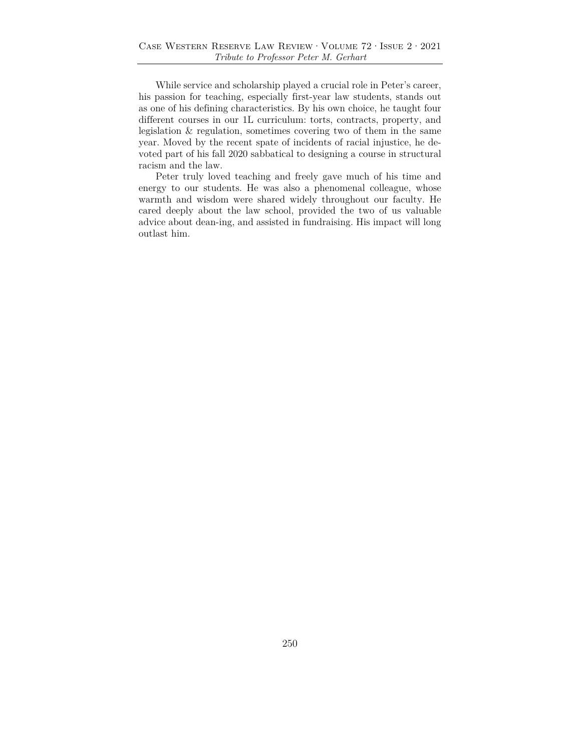While service and scholarship played a crucial role in Peter's career, his passion for teaching, especially first-year law students, stands out as one of his defining characteristics. By his own choice, he taught four different courses in our 1L curriculum: torts, contracts, property, and legislation & regulation, sometimes covering two of them in the same year. Moved by the recent spate of incidents of racial injustice, he devoted part of his fall 2020 sabbatical to designing a course in structural racism and the law.

Peter truly loved teaching and freely gave much of his time and energy to our students. He was also a phenomenal colleague, whose warmth and wisdom were shared widely throughout our faculty. He cared deeply about the law school, provided the two of us valuable advice about dean-ing, and assisted in fundraising. His impact will long outlast him.